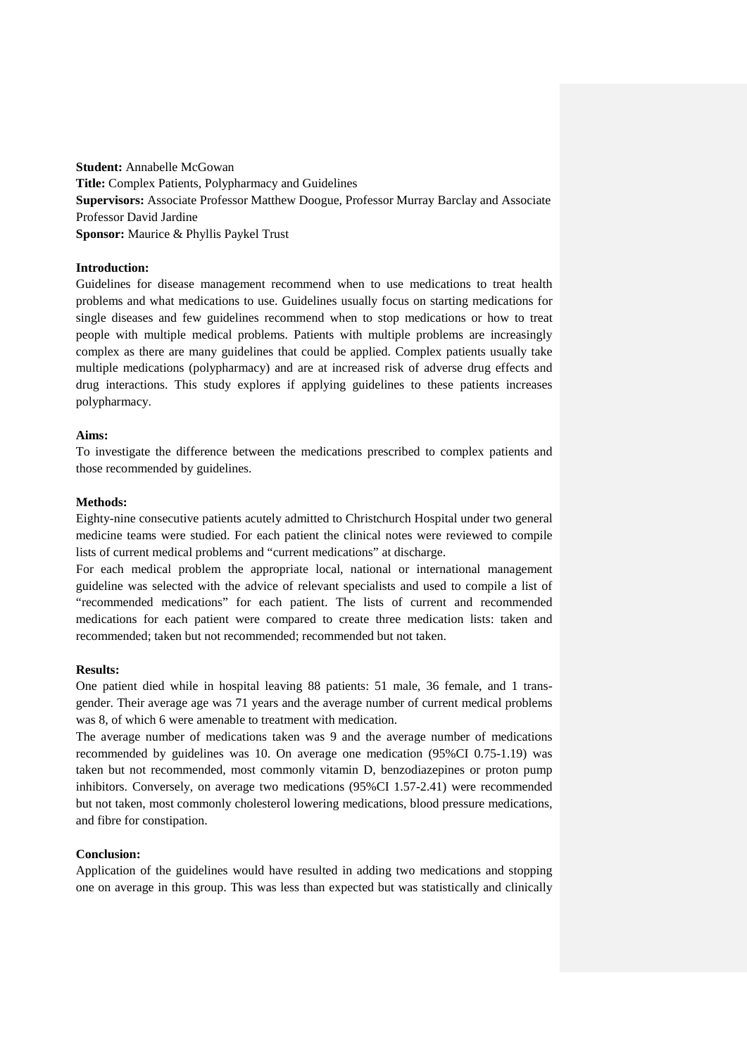**Student:** Annabelle McGowan

**Title:** Complex Patients, Polypharmacy and Guidelines

**Supervisors:** Associate Professor Matthew Doogue, Professor Murray Barclay and Associate Professor David Jardine

**Sponsor:** Maurice & Phyllis Paykel Trust

**Introduction:**

Guidelines for disease management recommend when to use medications to treat health problems and what medications to use. Guidelines usually focus on starting medications for single diseases and few guidelines recommend when to stop medications or how to treat people with multiple medical problems. Patients with multiple problems are increasingly complex as there are many guidelines that could be applied. Complex patients usually take multiple medications (polypharmacy) and are at increased risk of adverse drug effects and drug interactions. This study explores if applying guidelines to these patients increases polypharmacy.

**Aims:**

To investigate the difference between the medications prescribed to complex patients and those recommended by guidelines.

**Methods:**

Eighty-nine consecutive patients acutely admitted to Christchurch Hospital under two general medicine teams were studied. For each patient the clinical notes were reviewed to compile lists of current medical problems and "current medications" at discharge.

For each medical problem the appropriate local, national or international management guideline was selected with the advice of relevant specialists and used to compile a list of "recommended medications" for each patient. The lists of current and recommended medications for each patient were compared to create three medication lists: taken and recommended; taken but not recommended; recommended but not taken.

**Results:**

One patient died while in hospital leaving 88 patients: 51 male, 36 female, and 1 trans-gender. Their average age was 71 years and the average number of current medical problems was 8, of which 6 were amenable to treatment with medication.

The average number of medications taken was 9 and the average number of medications recommended by guidelines was 10. On average one medication (95%CI 0.75-1.19) was taken but not recommended, most commonly vitamin D, benzodiazepines or proton pump inhibitors. Conversely, on average two medications (95%CI 1.57-2.41) were recommended but not taken, most commonly cholesterol lowering medications, blood pressure medications, and fibre for constipation.

**Conclusion:**

Application of the guidelines would have resulted in adding two medications and stopping one on average in this group. This was less than expected but was statistically and clinically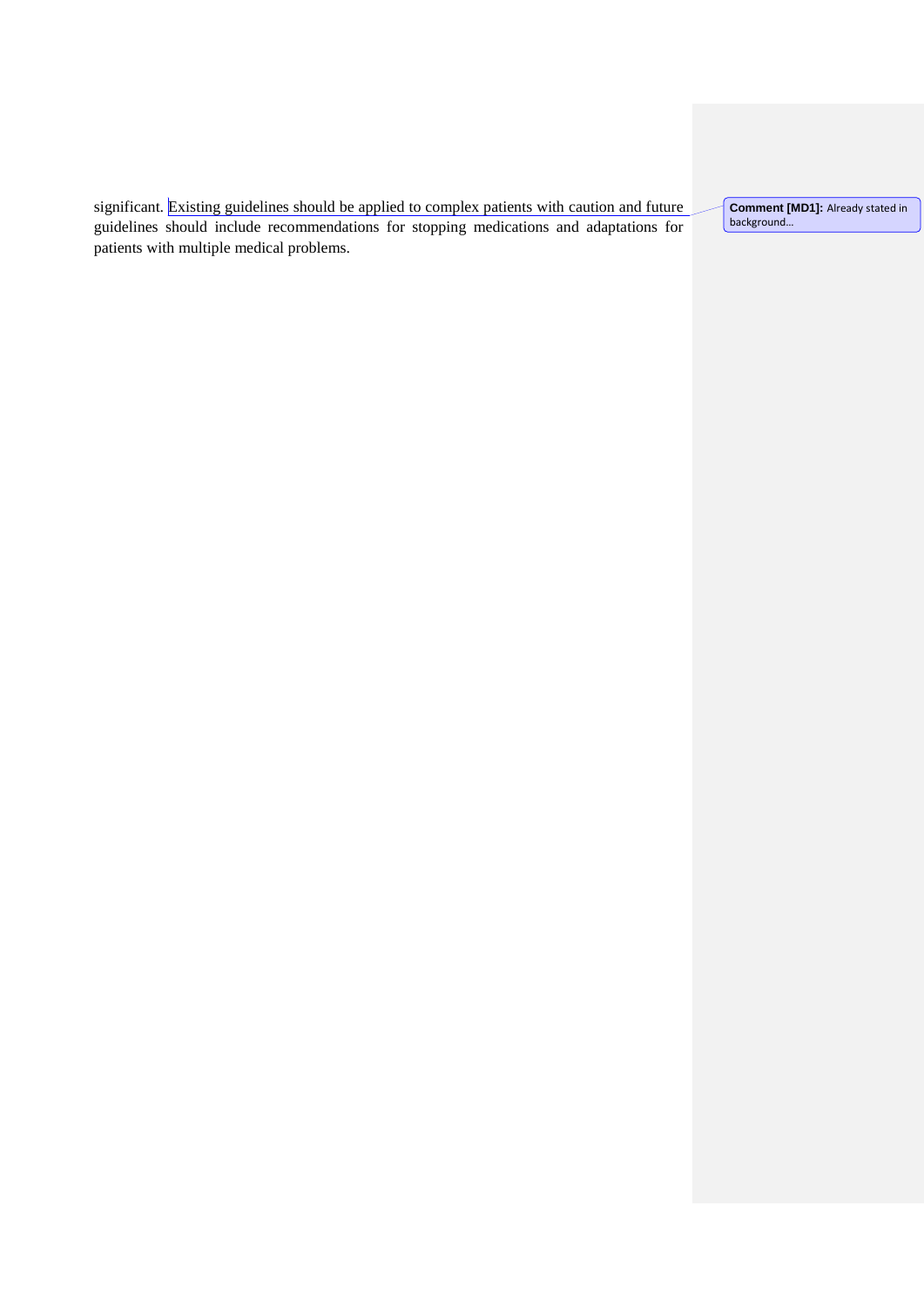significant. Existing guidelines should be applied to complex patients with caution and future guidelines should include recommendations for stopping medications and adaptations for patients with multiple medical problems.

**Comment [MD1]:** Already stated in background...